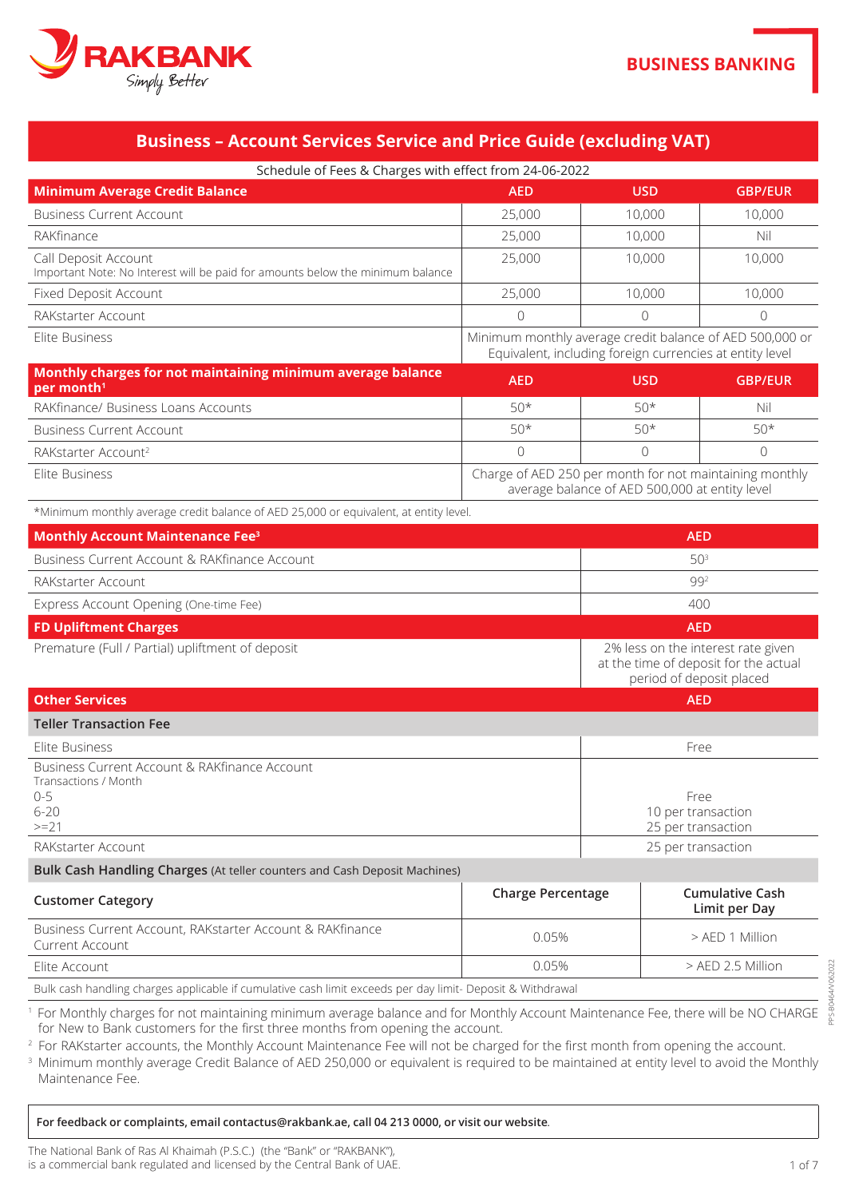RAKBANK Simply Better

BUSINESS BANKING

# Business – Account Services Service and Price Guide (excluding VAT)

Schedule of Fees & Charges with effect from 24-06-2022

| Minimum Average Credit Balance | AED | USD | GBP/EUR |
|---|---|---|---|
| Business Current Account | 25,000 | 10,000 | 10,000 |
| RAKfinance | 25,000 | 10,000 | Nil |
| Call Deposit Account<br>Important Note: No Interest will be paid for amounts below the minimum balance | 25,000 | 10,000 | 10,000 |
| Fixed Deposit Account | 25,000 | 10,000 | 10,000 |
| RAKstarter Account | 0 | 0 | 0 |
| Elite Business | Minimum monthly average credit balance of AED 500,000 or Equivalent, including foreign currencies at entity level | | |

| Monthly charges for not maintaining minimum average balance per month[1] | AED | USD | GBP/EUR |
|---|---|---|---|
| RAKfinance/ Business Loans Accounts | 50* | 50* | Nil |
| Business Current Account | 50* | 50* | 50* |
| RAKstarter Account[2] | 0 | 0 | 0 |
| Elite Business | Charge of AED 250 per month for not maintaining monthly average balance of AED 500,000 at entity level | | |

*Minimum monthly average credit balance of AED 25,000 or equivalent, at entity level.

| Monthly Account Maintenance Fee[3] | AED |
|---|---|
| Business Current Account & RAKfinance Account | 50[3] |
| RAKstarter Account | 99[2] |
| Express Account Opening (One-time Fee) | 400 |

| FD Upliftment Charges | AED |
|---|---|
| Premature (Full / Partial) upliftment of deposit | 2% less on the interest rate given at the time of deposit for the actual period of deposit placed |

| Other Services | AED |
|---|---|
| **Teller Transaction Fee** | |
| Elite Business | Free |
| Business Current Account & RAKfinance Account<br>Transactions / Month<br>0-5<br>6-20<br>>=21 | <br><br>Free<br>10 per transaction<br>25 per transaction |
| RAKstarter Account | 25 per transaction |

**Bulk Cash Handling Charges** (At teller counters and Cash Deposit Machines)

| Customer Category | Charge Percentage | Cumulative Cash Limit per Day |
|---|---|---|
| Business Current Account, RAKstarter Account & RAKfinance Current Account | 0.05% | > AED 1 Million |
| Elite Account | 0.05% | > AED 2.5 Million |

Bulk cash handling charges applicable if cumulative cash limit exceeds per day limit- Deposit & Withdrawal

[1] For Monthly charges for not maintaining minimum average balance and for Monthly Account Maintenance Fee, there will be NO CHARGE for New to Bank customers for the first three months from opening the account.

[2] For RAKstarter accounts, the Monthly Account Maintenance Fee will not be charged for the first month from opening the account.

[3] Minimum monthly average Credit Balance of AED 250,000 or equivalent is required to be maintained at entity level to avoid the Monthly Maintenance Fee.

**For feedback or complaints, email contactus@rakbank.ae, call 04 213 0000, or visit our website.**

The National Bank of Ras Al Khaimah (P.S.C.) (the "Bank" or "RAKBANK"), is a commercial bank regulated and licensed by the Central Bank of UAE.

PPS-B0464V/062022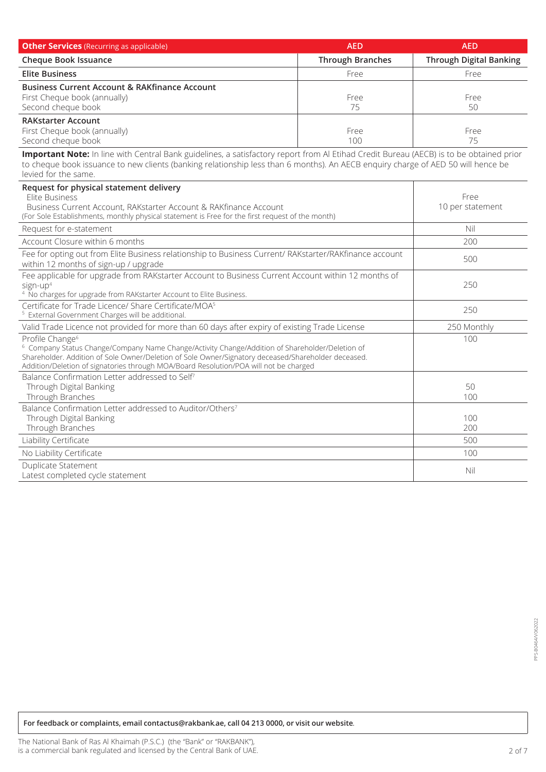| **Other Services** (Recurring as applicable) | AED | AED |
| --- | --- | --- |
| **Cheque Book Issuance** | **Through Branches** | **Through Digital Banking** |
| **Elite Business** | Free | Free |
| **Business Current Account & RAKfinance Account** | | |
| First Cheque book (annually) | Free | Free |
| Second cheque book | 75 | 50 |
| **RAKstarter Account** | | |
| First Cheque book (annually) | Free | Free |
| Second cheque book | 100 | 75 |

**Important Note:** In line with Central Bank guidelines, a satisfactory report from Al Etihad Credit Bureau (AECB) is to be obtained prior to cheque book issuance to new clients (banking relationship less than 6 months). An AECB enquiry charge of AED 50 will hence be levied for the same.

| Service | AED |
| --- | --- |
| **Request for physical statement delivery** | |
| Elite Business | Free |
| Business Current Account, RAKstarter Account & RAKfinance Account (For Sole Establishments, monthly physical statement is Free for the first request of the month) | 10 per statement |
| Request for e-statement | Nil |
| Account Closure within 6 months | 200 |
| Fee for opting out from Elite Business relationship to Business Current/ RAKstarter/RAKfinance account within 12 months of sign-up / upgrade | 500 |
| Fee applicable for upgrade from RAKstarter Account to Business Current Account within 12 months of sign-up[4] ([4] No charges for upgrade from RAKstarter Account to Elite Business.) | 250 |
| Certificate for Trade Licence/ Share Certificate/MOA[5] ([5] External Government Charges will be additional.) | 250 |
| Valid Trade Licence not provided for more than 60 days after expiry of existing Trade License | 250 Monthly |
| Profile Change[6] ([6] Company Status Change/Company Name Change/Activity Change/Addition of Shareholder/Deletion of Shareholder. Addition of Sole Owner/Deletion of Sole Owner/Signatory deceased/Shareholder deceased. Addition/Deletion of signatories through MOA/Board Resolution/POA will not be charged) | 100 |
| Balance Confirmation Letter addressed to Self[7] | |
| Through Digital Banking | 50 |
| Through Branches | 100 |
| Balance Confirmation Letter addressed to Auditor/Others[7] | |
| Through Digital Banking | 100 |
| Through Branches | 200 |
| Liability Certificate | 500 |
| No Liability Certificate | 100 |
| Duplicate Statement Latest completed cycle statement | Nil |

PPS-B0464/062022

**For feedback or complaints, email contactus@rakbank.ae, call 04 213 0000, or visit our website**.

The National Bank of Ras Al Khaimah (P.S.C.) (the "Bank" or "RAKBANK"), is a commercial bank regulated and licensed by the Central Bank of UAE.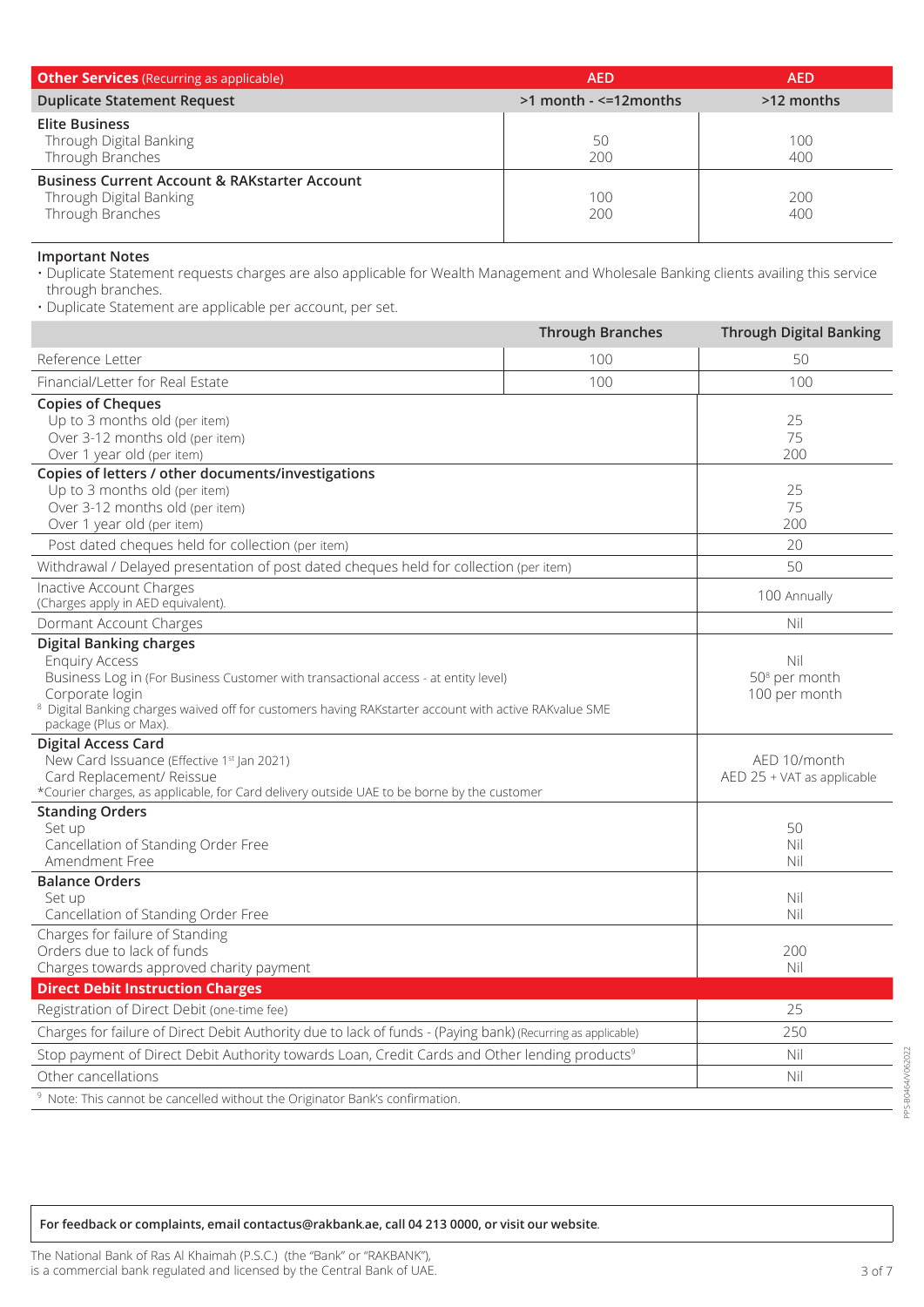| **Other Services** (Recurring as applicable) | AED | AED |
|---|---|---|
| **Duplicate Statement Request** | **>1 month - <=12months** | **>12 months** |
| **Elite Business** | | |
| Through Digital Banking | 50 | 100 |
| Through Branches | 200 | 400 |
| **Business Current Account & RAKstarter Account** | | |
| Through Digital Banking | 100 | 200 |
| Through Branches | 200 | 400 |

**Important Notes**

- Duplicate Statement requests charges are also applicable for Wealth Management and Wholesale Banking clients availing this service through branches.
- Duplicate Statement are applicable per account, per set.

| | Through Branches | Through Digital Banking |
|---|---|---|
| Reference Letter | 100 | 50 |
| Financial/Letter for Real Estate | 100 | 100 |

| | |
|---|---|
| **Copies of Cheques** | |
| Up to 3 months old (per item) | 25 |
| Over 3-12 months old (per item) | 75 |
| Over 1 year old (per item) | 200 |
| **Copies of letters / other documents/investigations** | |
| Up to 3 months old (per item) | 25 |
| Over 3-12 months old (per item) | 75 |
| Over 1 year old (per item) | 200 |
| Post dated cheques held for collection (per item) | 20 |
| Withdrawal / Delayed presentation of post dated cheques held for collection (per item) | 50 |
| Inactive Account Charges (Charges apply in AED equivalent). | 100 Annually |
| Dormant Account Charges | Nil |
| **Digital Banking charges** | |
| Enquiry Access | Nil |
| Business Log in (For Business Customer with transactional access - at entity level) | 50[8] per month |
| Corporate login | 100 per month |
| [8] Digital Banking charges waived off for customers having RAKstarter account with active RAKvalue SME package (Plus or Max). | |
| **Digital Access Card** | |
| New Card Issuance (Effective 1st Jan 2021) | AED 10/month |
| Card Replacement/ Reissue | AED 25 + VAT as applicable |
| *Courier charges, as applicable, for Card delivery outside UAE to be borne by the customer | |
| **Standing Orders** | |
| Set up | 50 |
| Cancellation of Standing Order Free | Nil |
| Amendment Free | Nil |
| **Balance Orders** | |
| Set up | Nil |
| Cancellation of Standing Order Free | Nil |
| Charges for failure of Standing Orders due to lack of funds | 200 |
| Charges towards approved charity payment | Nil |
| **Direct Debit Instruction Charges** | |
| Registration of Direct Debit (one-time fee) | 25 |
| Charges for failure of Direct Debit Authority due to lack of funds - (Paying bank) (Recurring as applicable) | 250 |
| Stop payment of Direct Debit Authority towards Loan, Credit Cards and Other lending products[9] | Nil |
| Other cancellations | Nil |

[9] Note: This cannot be cancelled without the Originator Bank's confirmation.

**For feedback or complaints, email contactus@rakbank.ae, call 04 213 0000, or visit our website.**

The National Bank of Ras Al Khaimah (P.S.C.) (the "Bank" or "RAKBANK"), is a commercial bank regulated and licensed by the Central Bank of UAE.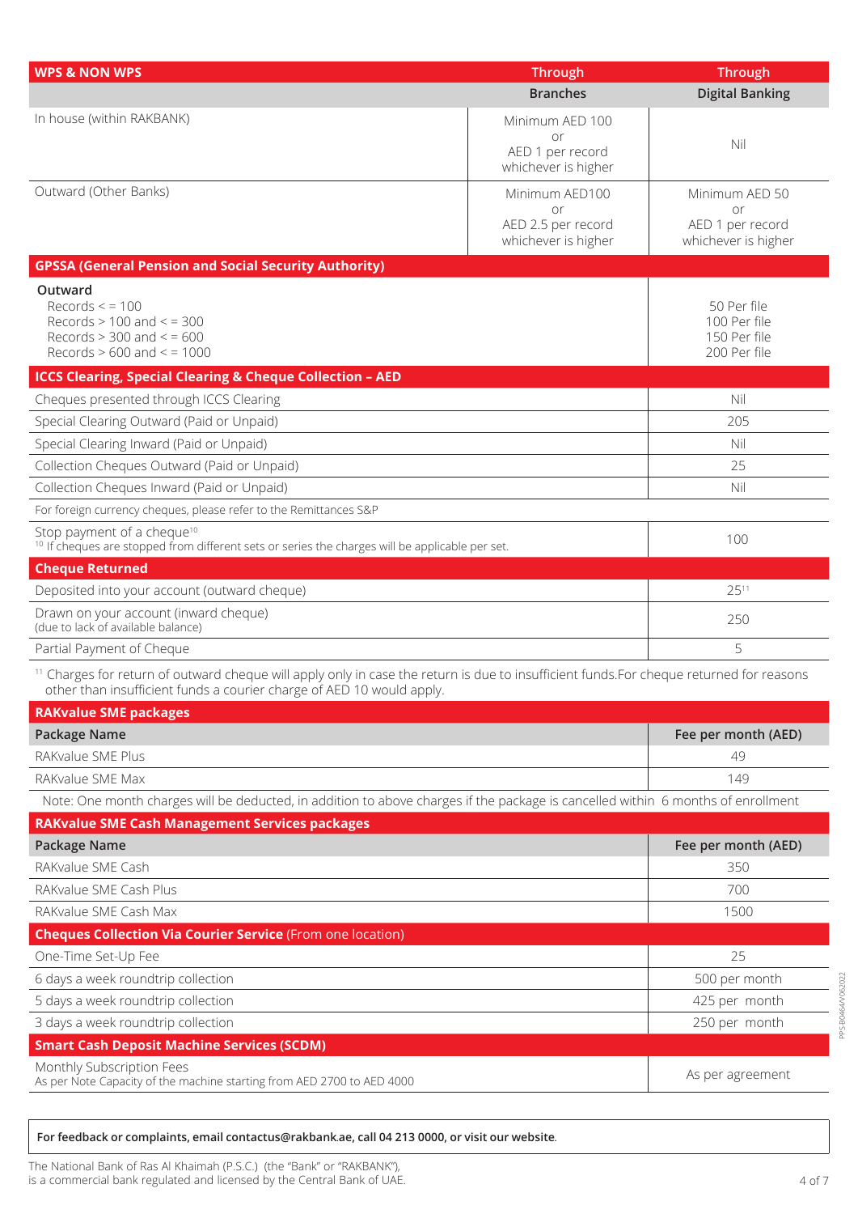| WPS & NON WPS | Through Branches | Through Digital Banking |
|---|---|---|
| In house (within RAKBANK) | Minimum AED 100 or AED 1 per record whichever is higher | Nil |
| Outward (Other Banks) | Minimum AED100 or AED 2.5 per record whichever is higher | Minimum AED 50 or AED 1 per record whichever is higher |

| GPSSA (General Pension and Social Security Authority) | |
|---|---|
| **Outward** | |
| Records < = 100 | 50 Per file |
| Records > 100 and < = 300 | 100 Per file |
| Records > 300 and < = 600 | 150 Per file |
| Records > 600 and < = 1000 | 200 Per file |

| ICCS Clearing, Special Clearing & Cheque Collection – AED | |
|---|---|
| Cheques presented through ICCS Clearing | Nil |
| Special Clearing Outward (Paid or Unpaid) | 205 |
| Special Clearing Inward (Paid or Unpaid) | Nil |
| Collection Cheques Outward (Paid or Unpaid) | 25 |
| Collection Cheques Inward (Paid or Unpaid) | Nil |
| For foreign currency cheques, please refer to the Remittances S&P | |
| Stop payment of a cheque[10] <br> [10] If cheques are stopped from different sets or series the charges will be applicable per set. | 100 |

| Cheque Returned | |
|---|---|
| Deposited into your account (outward cheque) | 25[11] |
| Drawn on your account (inward cheque) (due to lack of available balance) | 250 |
| Partial Payment of Cheque | 5 |

[11] Charges for return of outward cheque will apply only in case the return is due to insufficient funds.For cheque returned for reasons other than insufficient funds a courier charge of AED 10 would apply.

**RAKvalue SME packages**

| Package Name | Fee per month (AED) |
|---|---|
| RAKvalue SME Plus | 49 |
| RAKvalue SME Max | 149 |

Note: One month charges will be deducted, in addition to above charges if the package is cancelled within 6 months of enrollment

**RAKvalue SME Cash Management Services packages**

| Package Name | Fee per month (AED) |
|---|---|
| RAKvalue SME Cash | 350 |
| RAKvalue SME Cash Plus | 700 |
| RAKvalue SME Cash Max | 1500 |

| Cheques Collection Via Courier Service (From one location) | |
|---|---|
| One-Time Set-Up Fee | 25 |
| 6 days a week roundtrip collection | 500 per month |
| 5 days a week roundtrip collection | 425 per month |
| 3 days a week roundtrip collection | 250 per month |

| Smart Cash Deposit Machine Services (SCDM) | |
|---|---|
| Monthly Subscription Fees <br> As per Note Capacity of the machine starting from AED 2700 to AED 4000 | As per agreement |

**For feedback or complaints, email contactus@rakbank.ae, call 04 213 0000, or visit our website.**

The National Bank of Ras Al Khaimah (P.S.C.) (the "Bank" or "RAKBANK"), is a commercial bank regulated and licensed by the Central Bank of UAE.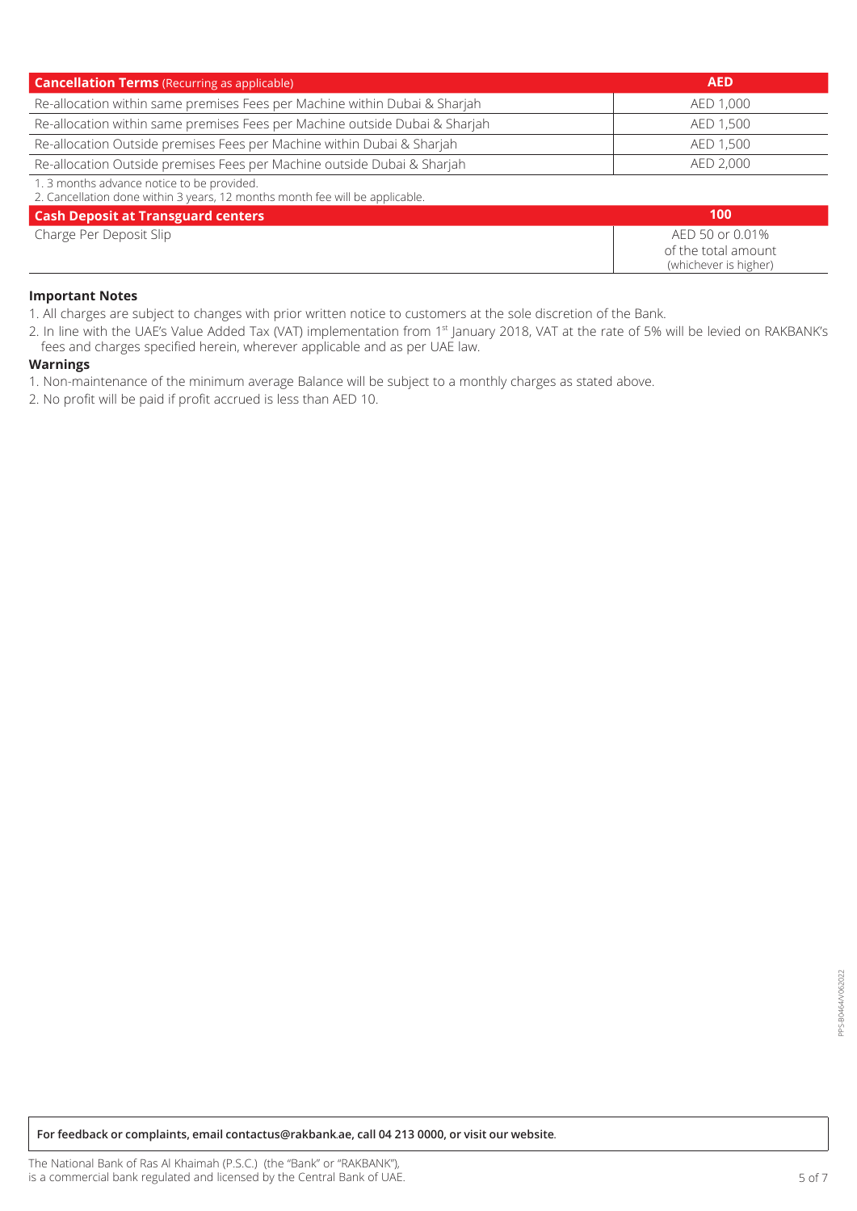| **Cancellation Terms** (Recurring as applicable) | **AED** |
|---|---|
| Re-allocation within same premises Fees per Machine within Dubai & Sharjah | AED 1,000 |
| Re-allocation within same premises Fees per Machine outside Dubai & Sharjah | AED 1,500 |
| Re-allocation Outside premises Fees per Machine within Dubai & Sharjah | AED 1,500 |
| Re-allocation Outside premises Fees per Machine outside Dubai & Sharjah | AED 2,000 |

1. 3 months advance notice to be provided.
2. Cancellation done within 3 years, 12 months month fee will be applicable.

| **Cash Deposit at Transguard centers** | **100** |
|---|---|
| Charge Per Deposit Slip | AED 50 or 0.01% of the total amount (whichever is higher) |

**Important Notes**

1. All charges are subject to changes with prior written notice to customers at the sole discretion of the Bank.
2. In line with the UAE's Value Added Tax (VAT) implementation from 1st January 2018, VAT at the rate of 5% will be levied on RAKBANK's fees and charges specified herein, wherever applicable and as per UAE law.

**Warnings**

1. Non-maintenance of the minimum average Balance will be subject to a monthly charges as stated above.
2. No profit will be paid if profit accrued is less than AED 10.

**For feedback or complaints, email contactus@rakbank.ae, call 04 213 0000, or visit our website**.

The National Bank of Ras Al Khaimah (P.S.C.) (the "Bank" or "RAKBANK"), is a commercial bank regulated and licensed by the Central Bank of UAE.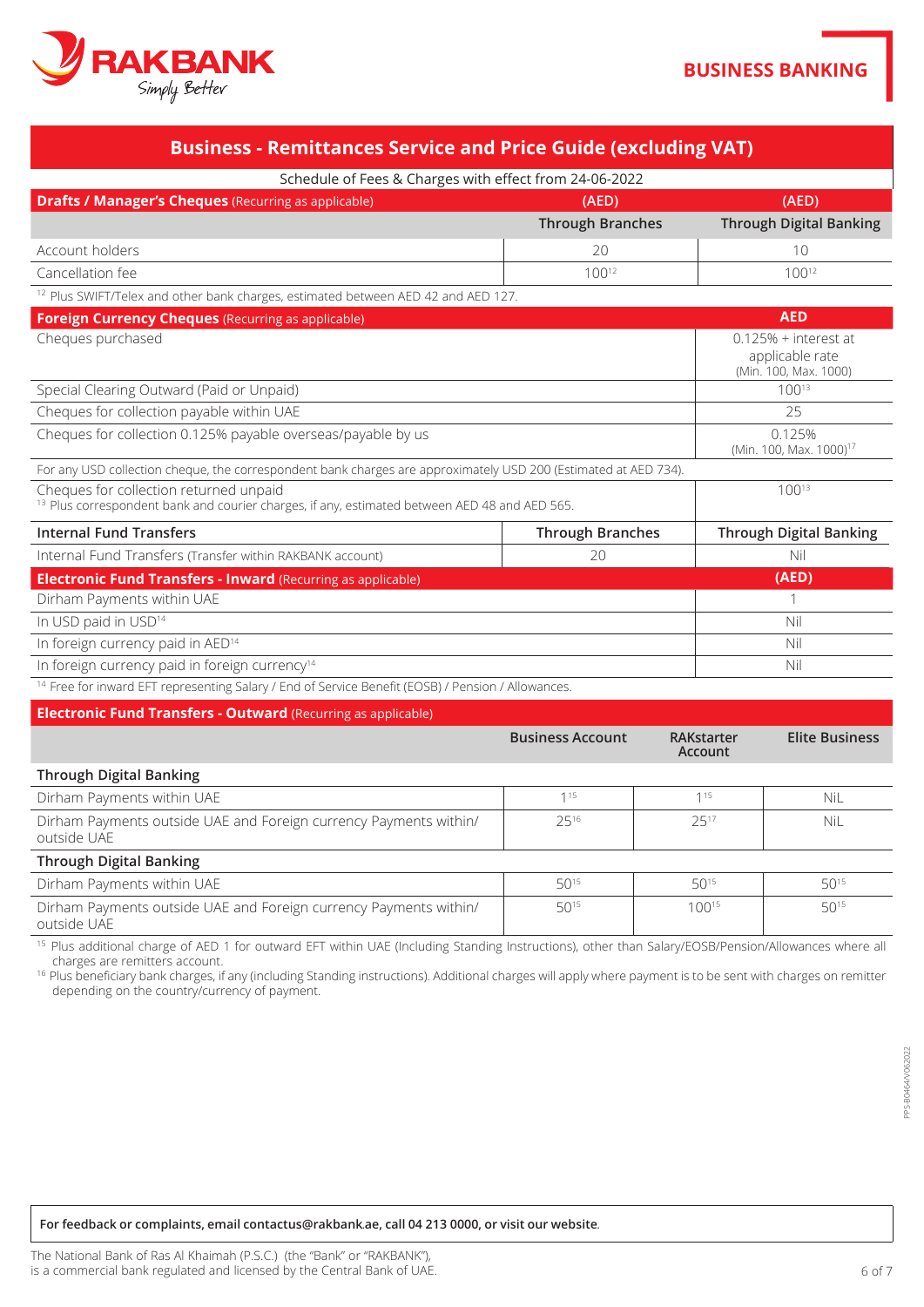# Business - Remittances Service and Price Guide (excluding VAT)

Schedule of Fees & Charges with effect from 24-06-2022

| **Drafts / Manager's Cheques** (Recurring as applicable) | (AED) | (AED) |
|---|---|---|
| | Through Branches | Through Digital Banking |
| Account holders | 20 | 10 |
| Cancellation fee | 100[12] | 100[12] |

[12] Plus SWIFT/Telex and other bank charges, estimated between AED 42 and AED 127.

| **Foreign Currency Cheques** (Recurring as applicable) | AED |
|---|---|
| Cheques purchased | 0.125% + interest at applicable rate (Min. 100, Max. 1000) |
| Special Clearing Outward (Paid or Unpaid) | 100[13] |
| Cheques for collection payable within UAE | 25 |
| Cheques for collection 0.125% payable overseas/payable by us | 0.125% (Min. 100, Max. 1000)[17] |

For any USD collection cheque, the correspondent bank charges are approximately USD 200 (Estimated at AED 734).

| | |
|---|---|
| Cheques for collection returned unpaid | 100[13] |

[13] Plus correspondent bank and courier charges, if any, estimated between AED 48 and AED 565.

| **Internal Fund Transfers** | Through Branches | Through Digital Banking |
|---|---|---|
| Internal Fund Transfers (Transfer within RAKBANK account) | 20 | Nil |

| **Electronic Fund Transfers - Inward** (Recurring as applicable) | (AED) |
|---|---|
| Dirham Payments within UAE | 1 |
| In USD paid in USD[14] | Nil |
| In foreign currency paid in AED[14] | Nil |
| In foreign currency paid in foreign currency[14] | Nil |

[14] Free for inward EFT representing Salary / End of Service Benefit (EOSB) / Pension / Allowances.

| **Electronic Fund Transfers - Outward** (Recurring as applicable) | Business Account | RAKstarter Account | Elite Business |
|---|---|---|---|
| **Through Digital Banking** | | | |
| Dirham Payments within UAE | 1[15] | 1[15] | NiL |
| Dirham Payments outside UAE and Foreign currency Payments within/ outside UAE | 25[16] | 25[17] | NiL |
| **Through Digital Banking** | | | |
| Dirham Payments within UAE | 50[15] | 50[15] | 50[15] |
| Dirham Payments outside UAE and Foreign currency Payments within/ outside UAE | 50[15] | 100[15] | 50[15] |

[15] Plus additional charge of AED 1 for outward EFT within UAE (Including Standing Instructions), other than Salary/EOSB/Pension/Allowances where all charges are remitters account.

[16] Plus beneficiary bank charges, if any (including Standing instructions). Additional charges will apply where payment is to be sent with charges on remitter depending on the country/currency of payment.

**For feedback or complaints, email contactus@rakbank.ae, call 04 213 0000, or visit our website**.

The National Bank of Ras Al Khaimah (P.S.C.) (the "Bank" or "RAKBANK"), is a commercial bank regulated and licensed by the Central Bank of UAE.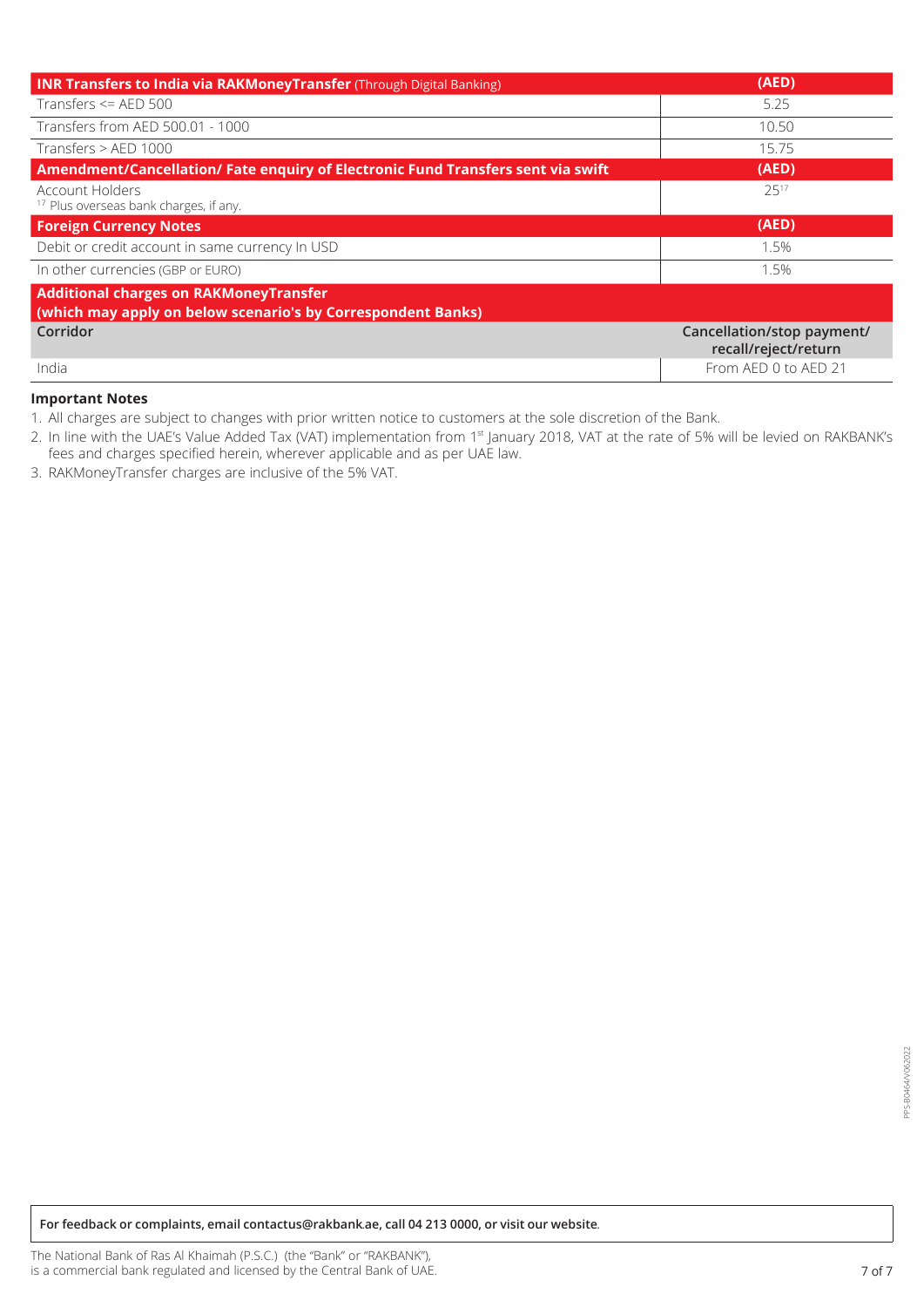| **INR Transfers to India via RAKMoneyTransfer** (Through Digital Banking) | **(AED)** |
|---|---|
| Transfers <= AED 500 | 5.25 |
| Transfers from AED 500.01 - 1000 | 10.50 |
| Transfers > AED 1000 | 15.75 |
| **Amendment/Cancellation/ Fate enquiry of Electronic Fund Transfers sent via swift** | **(AED)** |
| Account Holders<br>[17] Plus overseas bank charges, if any. | 25[17] |
| **Foreign Currency Notes** | **(AED)** |
| Debit or credit account in same currency In USD | 1.5% |
| In other currencies (GBP or EURO) | 1.5% |
| **Additional charges on RAKMoneyTransfer (which may apply on below scenario's by Correspondent Banks)** | |
| **Corridor** | **Cancellation/stop payment/ recall/reject/return** |
| India | From AED 0 to AED 21 |

**Important Notes**

1. All charges are subject to changes with prior written notice to customers at the sole discretion of the Bank.
2. In line with the UAE's Value Added Tax (VAT) implementation from 1st January 2018, VAT at the rate of 5% will be levied on RAKBANK's fees and charges specified herein, wherever applicable and as per UAE law.
3. RAKMoneyTransfer charges are inclusive of the 5% VAT.

PPS-B0464/062022

**For feedback or complaints, email contactus@rakbank.ae, call 04 213 0000, or visit our website.**

The National Bank of Ras Al Khaimah (P.S.C.) (the "Bank" or "RAKBANK"), is a commercial bank regulated and licensed by the Central Bank of UAE.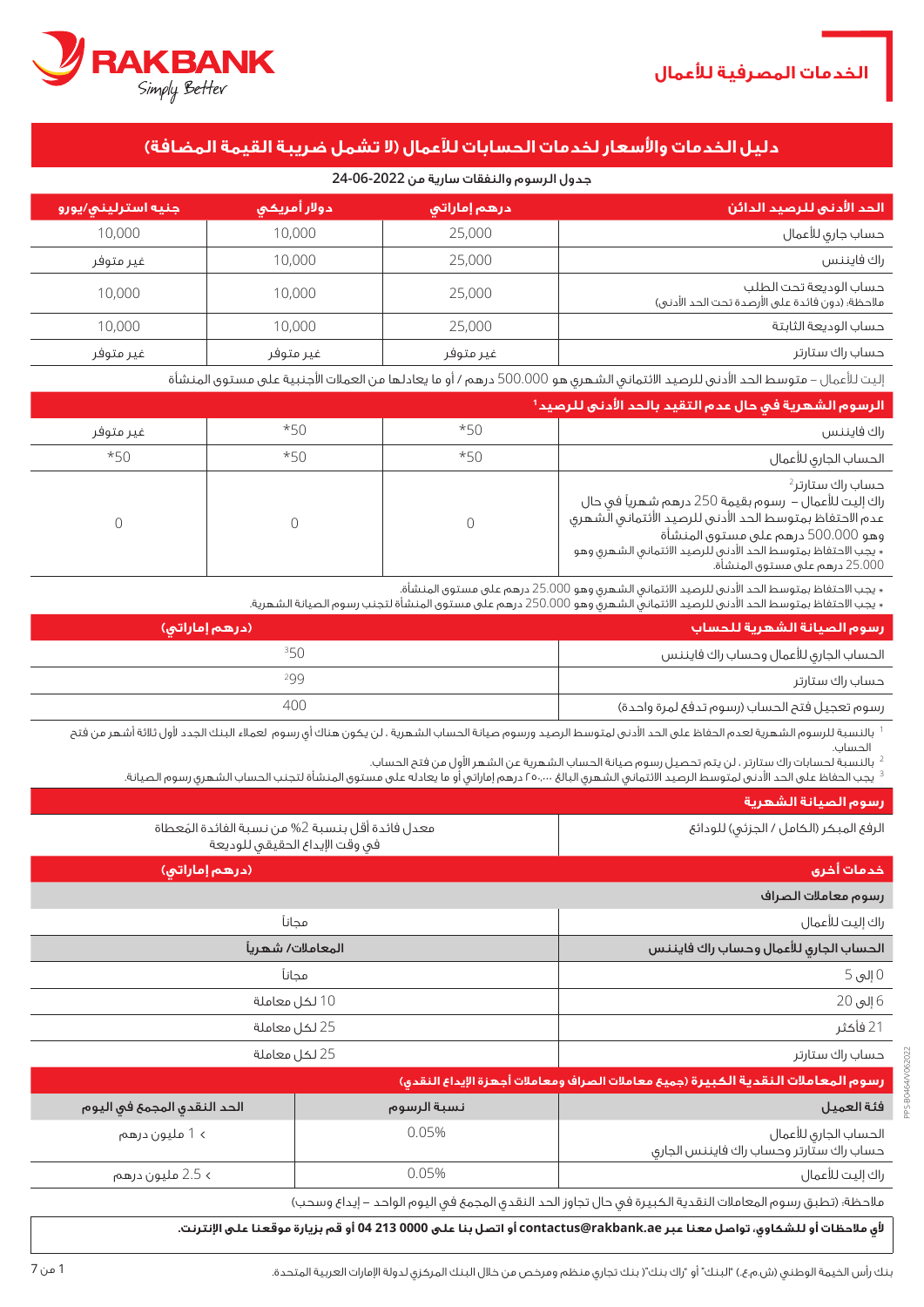# الخدمات المصرفية للأعمال

## دليل الخدمات والأسعار لخدمات الحسابات للأعمال (لا تشمل ضريبة القيمة المضافة)

**جدول الرسوم والنفقات سارية من 24-06-2022**

| الحد الأدنى للرصيد الدائن | درهم إماراتي | دولار أمريكي | جنيه استرليني/يورو |
|---|---|---|---|
| حساب جاري للأعمال | 25,000 | 10,000 | 10,000 |
| راك فايننس | 25,000 | 10,000 | غير متوفر |
| حساب الوديعة تحت الطلب<br>ملاحظة: (دون فائدة على الأرصدة تحت الحد الأدنى) | 25,000 | 10,000 | 10,000 |
| حساب الوديعة الثابتة | 25,000 | 10,000 | 10,000 |
| حساب راك ستارتر | غير متوفر | غير متوفر | غير متوفر |

إليت للأعمال – متوسط الحد الأدنى للرصيد الائتماني الشهري هو 500.000 درهم / أو ما يعادلها من العملات الأجنبية على مستوى المنشأة

| الرسوم الشهرية في حال عدم التقيد بالحد الأدنى للرصيد[1] | | | |
|---|---|---|---|
| راك فايننس | *50 | *50 | غير متوفر |
| الحساب الجاري للأعمال | *50 | *50 | *50 |
| حساب راك ستارتر[2]<br>راك إليت للأعمال – رسوم بقيمة 250 درهم شهرياً في حال عدم الاحتفاظ بمتوسط الحد الأدنى للرصيد الأئتماني الشهري وهو 500.000 درهم على مستوى المنشأة<br>* يجب الاحتفاظ بمتوسط الحد الأدنى للرصيد الائتماني الشهري وهو 25.000 درهم على مستوى المنشأة. | 0 | 0 | 0 |

* يجب الاحتفاظ بمتوسط الحد الأدنى للرصيد الائتماني الشهري وهو 25.000 درهم على مستوى المنشأة.
* يجب الاحتفاظ بمتوسط الحد الأدنى للرصيد الائتماني الشهري وهو 250.000 درهم على مستوى المنشأة لتجنب رسوم الصيانة الشهرية.

| رسوم الصيانة الشهرية للحساب | (درهم إماراتي) |
|---|---|
| الحساب الجاري للأعمال وحساب راك فايننس | [3]50 |
| حساب راك ستارتر | [2]99 |
| رسوم تعجيل فتح الحساب (رسوم تدفع لمرة واحدة) | 400 |

[1] بالنسبة للرسوم الشهرية لعدم الحفاظ على الحد الأدنى لمتوسط الرصيد ورسوم صيانة الحساب الشهرية ، لن يكون هناك أي رسوم لعملاء البنك الجدد لأول ثلاثة أشهر من فتح الحساب.

[2] بالنسبة لحسابات راك ستارتر ، لن يتم تحصيل رسوم صيانة الحساب الشهرية عن الشهر الأول من فتح الحساب.

[3] يجب الحفاظ على الحد الأدنى لمتوسط الرصيد الائتماني الشهري البالغ ٢٥٠,٠٠٠ درهم إماراتي أو ما يعادله على مستوى المنشأة لتجنب الحساب الشهري رسوم الصيانة.

| رسوم الصيانة الشهرية | |
|---|---|
| الرفع المبكر (الكامل / الجزئي) للودائع | معدل فائدة أقل بنسبة 2% من نسبة الفائدة المُعطاة في وقت الإيداع الحقيقي للوديعة |

| خدمات أخرى | (درهم إماراتي) |
|---|---|
| **رسوم معاملات الصراف** | |
| راك إليت للأعمال | مجاناً |
| **الحساب الجاري للأعمال وحساب راك فايننس** | **المعاملات/ شهرياً** |
| 0 إلى 5 | مجاناً |
| 6 إلى 20 | 10 لكل معاملة |
| 21 فأكثر | 25 لكل معاملة |
| حساب راك ستارتر | 25 لكل معاملة |

| رسوم المعاملات النقدية الكبيرة (جميع معاملات الصراف ومعاملات أجهزة الإيداع النقدي) | | |
|---|---|---|
| **فئة العميل** | **نسبة الرسوم** | **الحد النقدي المجمع في اليوم** |
| الحساب الجاري للأعمال<br>حساب راك ستارتر وحساب راك فايننس الجاري | 0.05% | < 1 مليون درهم |
| راك إليت للأعمال | 0.05% | < 2.5 مليون درهم |

ملاحظة: (تطبق رسوم المعاملات النقدية الكبيرة في حال تجاوز الحد النقدي المجمع في اليوم الواحد – إيداع وسحب)

**لأي ملاحظات أو للشكاوي، تواصل معنا عبر contactus@rakbank.ae أو اتصل بنا على 0000 213 04 أو قم بزيارة موقعنا على الإنترنت.**

بنك رأس الخيمة الوطني (ش.م.ع.) "البنك" أو "راك بنك"( بنك تجاري منظم ومرخص من خلال البنك المركزي لدولة الإمارات العربية المتحدة.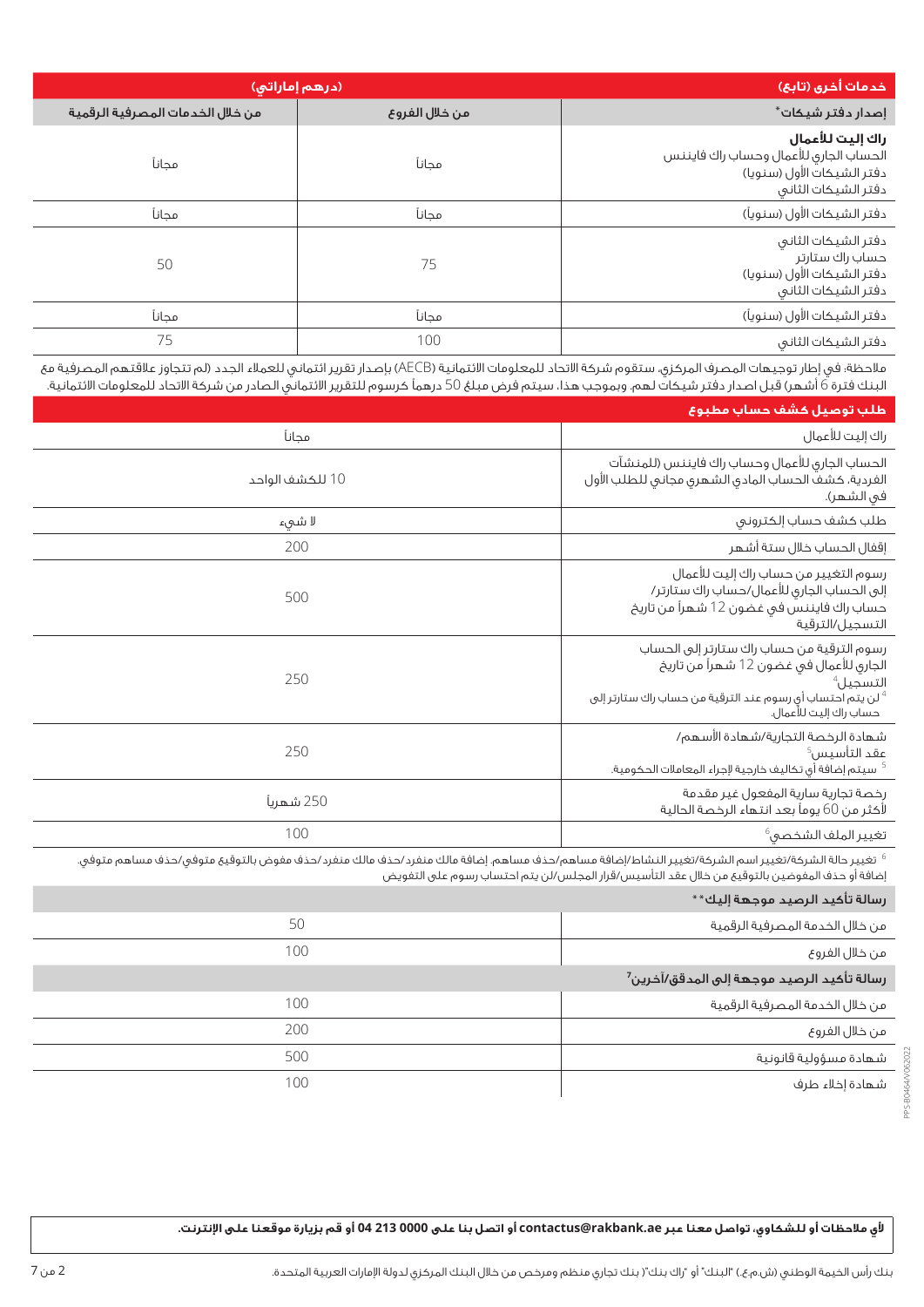| خدمات أخرى (تابع) | (درهم إماراتي) | |
|---|---|---|
| إصدار دفتر شيكات* | من خلال الفروع | من خلال الخدمات المصرفية الرقمية |
| **راك إليت للأعمال**<br>الحساب الجاري للأعمال وحساب راك فايننس<br>دفتر الشيكات الأول (سنويا)<br>دفتر الشيكات الثاني | مجاناً | مجاناً |
| دفتر الشيكات الأول (سنوياً) | مجاناً | مجاناً |
| دفتر الشيكات الثاني<br>حساب راك ستارتر<br>دفتر الشيكات الأول (سنويا)<br>دفتر الشيكات الثاني | 75 | 50 |
| دفتر الشيكات الأول (سنوياً) | مجاناً | مجاناً |
| دفتر الشيكات الثاني | 100 | 75 |

ملاحظة: في إطار توجيهات المصرف المركزي، ستقوم شركة الاتحاد للمعلومات الائتمانية (AECB) بإصدار تقرير ائتماني للعملاء الجدد (لم تتجاوز علاقتهم المصرفية مع البنك فترة 6 أشهر) قبل اصدار دفتر شيكات لهم. وبموجب هذا، سيتم فرض مبلغ 50 درهماً كرسوم للتقرير الائتماني الصادر من شركة الاتحاد للمعلومات الائتمانية.

| طلب توصيل كشف حساب مطبوع | |
|---|---|
| راك إليت للأعمال | مجاناً |
| الحساب الجاري للأعمال وحساب راك فايننس (للمنشآت الفردية. كشف الحساب المادي الشهري مجاني للطلب الأول في الشهر). | 10 للكشف الواحد |
| طلب كشف حساب إلكتروني | لا شيء |
| إقفال الحساب خلال ستة أشهر | 200 |
| رسوم التغيير من حساب راك إليت للأعمال إلى الحساب الجاري للأعمال/حساب راك ستارتر/ حساب راك فايننس في غضون 12 شهراً من تاريخ التسجيل/الترقية | 500 |
| رسوم الترقية من حساب راك ستارتر إلى الحساب الجاري للأعمال في غضون 12 شهراً من تاريخ التسجيل[4]<br>[4] لن يتم احتساب أي رسوم عند الترقية من حساب راك ستارتر إلى حساب راك إليت للأعمال. | 250 |
| شهادة الرخصة التجارية/شهادة الأسهم/ عقد التأسيس[5]<br>[5] سيتم إضافة أي تكاليف خارجية لإجراء المعاملات الحكومية. | 250 |
| رخصة تجارية سارية المفعول غير مقدمة لأكثر من 60 يوماً بعد انتهاء الرخصة الحالية | 250 شهرياً |
| تغيير الملف الشخصي[6] | 100 |

[6] تغيير حالة الشركة/تغيير اسم الشركة/تغيير النشاط/إضافة مساهم/حذف مساهم. إضافة مالك منفرد/حذف مالك منفرد/حذف مفوض بالتوقيع متوفي/حذف مساهم متوفي. إضافة أو حذف المفوضين بالتوقيع من خلال عقد التأسيس/قرار المجلس/لن يتم احتساب رسوم على التفويض

| رسالة تأكيد الرصيد موجهة إليك** | |
|---|---|
| من خلال الخدمة المصرفية الرقمية | 50 |
| من خلال الفروع | 100 |
| **رسالة تأكيد الرصيد موجهة إلى المدقق/آخرين[7]** | |
| من خلال الخدمة المصرفية الرقمية | 100 |
| من خلال الفروع | 200 |
| شهادة مسؤولية قانونية | 500 |
| شهادة إخلاء طرف | 100 |

**لأي ملاحظات أو للشكاوى، تواصل معنا عبر contactus@rakbank.ae أو اتصل بنا على 0000 213 04 أو قم بزيارة موقعنا على الإنترنت.**

بنك رأس الخيمة الوطني (ش.م.ع.) "البنك" أو "راك بنك"( بنك تجاري منظم ومرخص من خلال البنك المركزي لدولة الإمارات العربية المتحدة.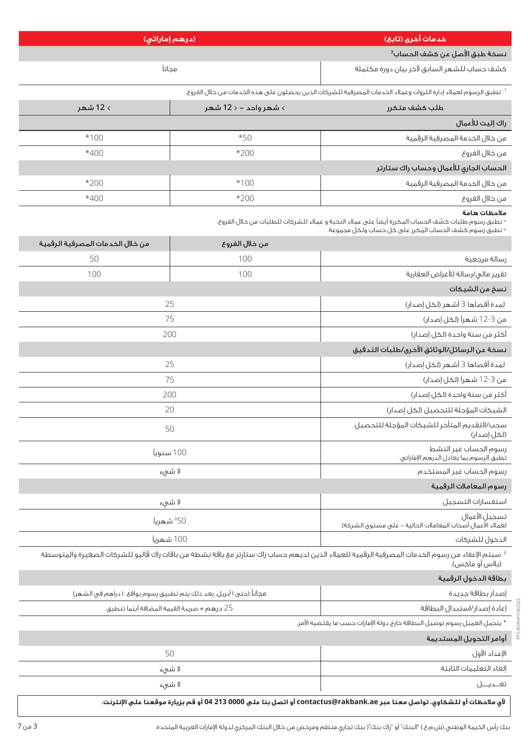| خدمات أخرى (تابع) | (درهم إماراتي) |
|---|---|
| **نسخة طبق الأصل عن كشف الحساب[7]** | |
| كشف حساب للشهر السابق لآخر بيان دورة مكتملة | مجاناً |

[7] تطبق الرسوم لعملاء إدارة الثروات وعملاء الخدمات المصرفية للشركات الذين يحصلون على هذه الخدمات من خلال الفروع.

| طلب كشف متكرر | > شهر واحد – < 12 شهر | > 12 شهر |
|---|---|---|
| **راك إليت للأعمال** | | |
| من خلال الخدمة المصرفية الرقمية | 50* | 100* |
| من خلال الفروع | 200* | 400* |
| **الحساب الجاري للأعمال وحساب راك ستارتر** | | |
| من خلال الخدمة المصرفية الرقمية | 100* | 200* |
| من خلال الفروع | 200* | 400* |

**ملاحظات هامة**
- تطبق رسوم طلبات كشف الحساب المكررة أيضاً على عملاء النخبة و عملاء للشركات للطلبات من خلال الفروع.
- تطبق رسوم كشف الحساب المكرر على كل حساب ولكل مجموعة.

| | من خلال الفروع | من خلال الخدمات المصرفية الرقمية |
|---|---|---|
| رسالة مرجعية | 100 | 50 |
| تقرير مالي/رسالة للأغراض العقارية | 100 | 100 |
| **نسخ من الشيكات** | | |
| لمدة أقصاها 3 أشهر (لكل إصدار) | 25 | |
| من 3-12 شهراً (لكل إصدار) | 75 | |
| أكثر من سنة واحدة (لكل إصدار) | 200 | |
| **نسخة عن الرسائل/الوثائق الأخرى/طلبات التدقيق** | | |
| لمدة أقصاها 3 أشهر (لكل إصدار) | 25 | |
| من 3-12 شهراً (لكل إصدار) | 75 | |
| أكثر من سنة واحدة (لكل إصدار) | 200 | |
| الشيكات المؤجلة للتحصيل (لكل إصدار) | 20 | |
| سحب/التقديم المتأخر للشيكات المؤجلة للتحصيل (لكل إصدار) | 50 | |
| رسوم الحساب غير النشط<br>تطبق الرسوم بما يعادل الدرهم الإماراتي. | 100 سنوياً | |
| رسوم الحساب غير المستخدم | لا شيء | |
| **رسوم المعاملات الرقمية** | | |
| استفسارات التسجيل | لا شيء | |
| تسجيل الأعمال<br>لعملاء الأعمال أصحاب المعاملات الحالية – على مستوى الشركة) | 50[8] شهرياً | |
| الدخول للشركات | 100 شهرياً | |

[8] سيتم الإعفاء من رسوم الخدمات المصرفية الرقمية للعملاء الذين لديهم حساب راك ستارتر مع باقة نشطة من باقات راك ڤاليو للشركات الصغيرة والمتوسطة (بلاس أو ماكس).

| بطاقة الدخول الرقمية | |
|---|---|
| إصدار بطاقة جديدة | مجاناً (حتى ١ أبريل. بعد ذلك يتم تطبيق رسوم بواقع ١٠ دراهم في الشهر) |
| إعادة إصدار/استبدال البطاقة | 25 درهم + ضريبة القيمة المضافة أينما تنطبق |

* يتحمل العميل رسوم توصيل البطاقة خارج دولة الإمارات حسب ما يقتضيه الأمر.

| أوامر التحويل المستديمة | |
|---|---|
| الإعداد الأول | 50 |
| إلغاء التعليمات الثابتة | لا شيء |
| تعـديــل | لا شيء |

**لأي ملاحظات أو للشكاوي، تواصل معنا عبر contactus@rakbank.ae أو اتصل بنا على 0000 213 04 أو قم بزيارة موقعنا على الإنترنت.**

بنك رأس الخيمة الوطني (ش.م.ع.) "البنك" أو "راك بنك") بنك تجاري منظم ومرخص من خلال البنك المركزي لدولة الإمارات العربية المتحدة.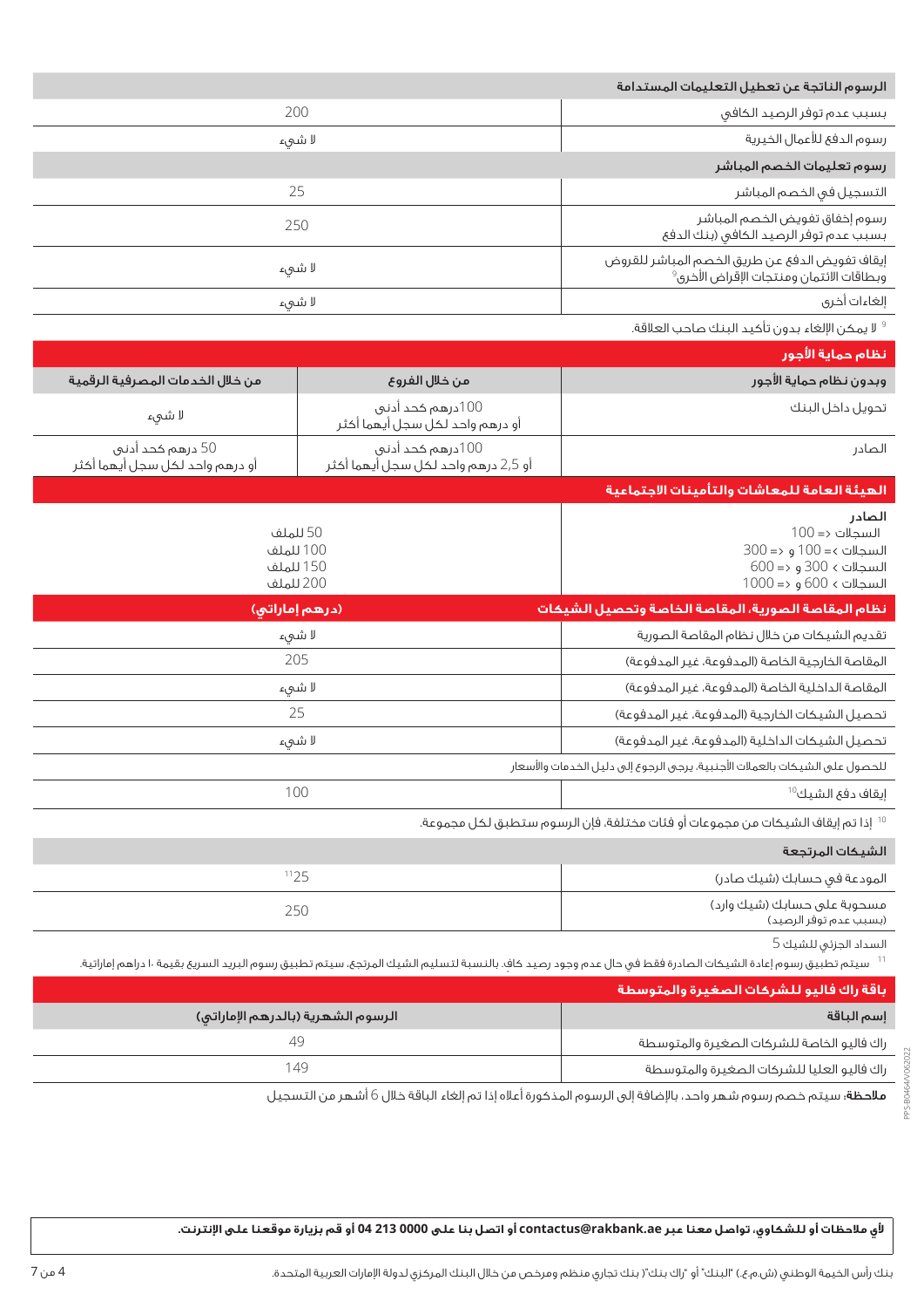| الرسوم الناتجة عن تعطيل التعليمات المستدامة | |
|---|---|
| بسبب عدم توفر الرصيد الكافي | 200 |
| رسوم الدفع للأعمال الخيرية | لا شيء |
| **رسوم تعليمات الخصم المباشر** | |
| التسجيل في الخصم المباشر | 25 |
| رسوم إخفاق تفويض الخصم المباشر بسبب عدم توفر الرصيد الكافي (بنك الدفع) | 250 |
| إيقاف تفويض الدفع عن طريق الخصم المباشر للقروض وبطاقات الائتمان ومنتجات الإقراض الأخرى[9] | لا شيء |
| إلغاءات أخرى | لا شيء |

[9] لا يمكن الإلغاء بدون تأكيد البنك صاحب العلاقة.

| نظام حماية الأجور | | |
|---|---|---|
| وبدون نظام حماية الأجور | من خلال الفروع | من خلال الخدمات المصرفية الرقمية |
| تحويل داخل البنك | 100درهم كحد أدنى أو درهم واحد لكل سجل أيهما أكثر | لا شيء |
| الصادر | 100درهم كحد أدنى أو 2,5 درهم واحد لكل سجل أيهما أكثر | 50 درهم كحد أدنى أو درهم واحد لكل سجل أيهما أكثر |

| الهيئة العامة للمعاشات والتأمينات الاجتماعية | |
|---|---|
| **الصادر** | |
| السجلات <= 100 | 50 للملف |
| السجلات > 100 و <= 300 | 100 للملف |
| السجلات > 300 و <= 600 | 150 للملف |
| السجلات > 600 و <= 1000 | 200 للملف |

| نظام المقاصة الصورية، المقاصة الخاصة وتحصيل الشيكات | (درهم إماراتي) |
|---|---|
| تقديم الشيكات من خلال نظام المقاصة الصورية | لا شيء |
| المقاصة الخارجية الخاصة (المدفوعة، غير المدفوعة) | 205 |
| المقاصة الداخلية الخاصة (المدفوعة، غير المدفوعة) | لا شيء |
| تحصيل الشيكات الخارجية (المدفوعة، غير المدفوعة) | 25 |
| تحصيل الشيكات الداخلية (المدفوعة، غير المدفوعة) | لا شيء |
| للحصول على الشيكات بالعملات الأجنبية، يرجى الرجوع إلى دليل الخدمات والأسعار | |
| إيقاف دفع الشيك[10] | 100 |

[10] إذا تم إيقاف الشيكات من مجموعات أو فئات مختلفة، فإن الرسوم ستطبق لكل مجموعة.

| الشيكات المرتجعة | |
|---|---|
| المودعة في حسابك (شيك صادر) | 25[11] |
| مسحوبة على حسابك (شيك وارد) (بسبب عدم توفر الرصيد) | 250 |
| السداد الجزئي للشيك 5 | |

[11] سيتم تطبيق رسوم إعادة الشيكات الصادرة فقط في حال عدم وجود رصيد كاف. بالنسبة لتسليم الشيك المرتجع، سيتم تطبيق رسوم البريد السريع بقيمة ١٠ دراهم إماراتية.

| باقة راك فاليو للشركات الصغيرة والمتوسطة | |
|---|---|
| إسم الباقة | الرسوم الشهرية (بالدرهم الإماراتي) |
| راك فاليو الخاصة للشركات الصغيرة والمتوسطة | 49 |
| راك فاليو العليا للشركات الصغيرة والمتوسطة | 149 |

**ملاحظة**: سيتم خصم رسوم شهر واحد، بالإضافة إلى الرسوم المذكورة أعلاه إذا تم إلغاء الباقة خلال 6 أشهر من التسجيل

**لأي ملاحظات أو للشكاوى، تواصل معنا عبر contactus@rakbank.ae أو اتصل بنا على 0000 213 04 أو قم بزيارة موقعنا على الإنترنت.**

بنك رأس الخيمة الوطني (ش.م.ع.) "البنك" أو "راك بنك" ( بنك تجاري منظم ومرخص من خلال البنك المركزي لدولة الإمارات العربية المتحدة.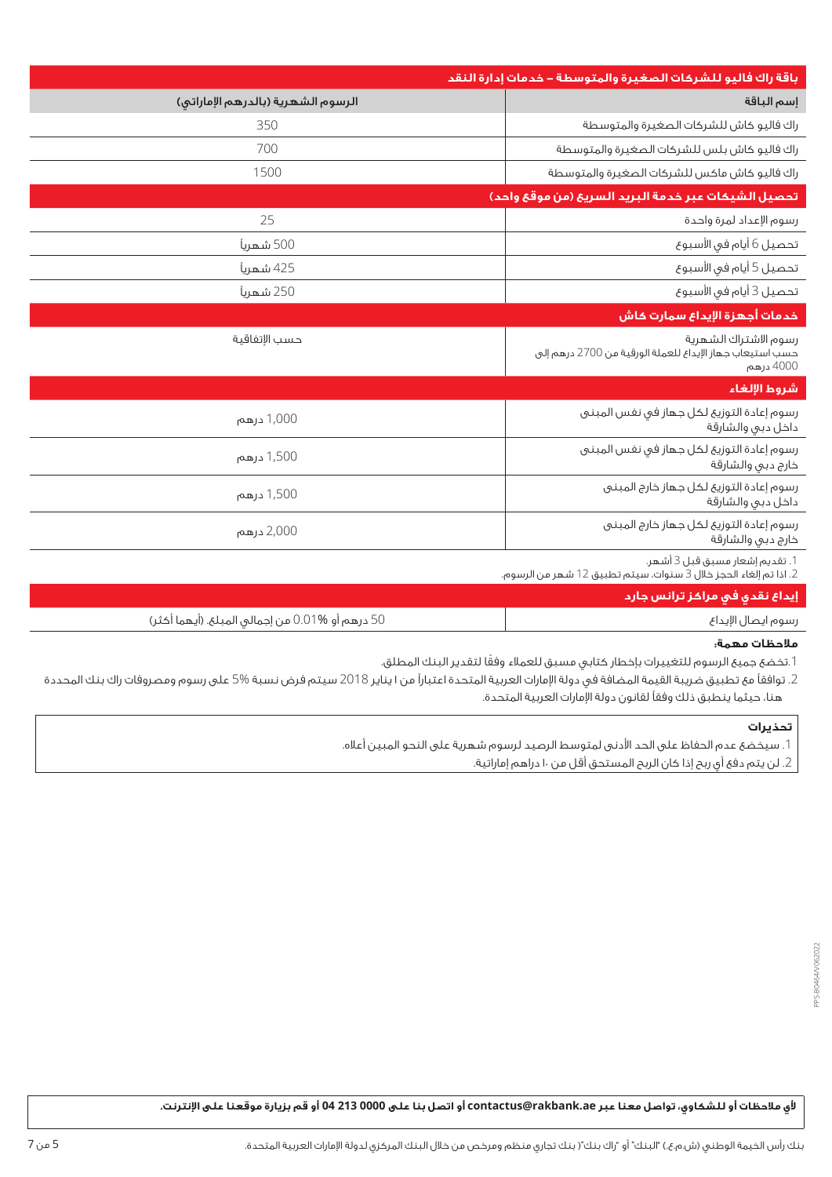| باقة راك فاليو للشركات الصغيرة والمتوسطة – خدمات إدارة النقد | |
|---|---|
| إسم الباقة | الرسوم الشهرية (بالدرهم الإماراتي) |
| راك فاليو كاش للشركات الصغيرة والمتوسطة | 350 |
| راك فاليو كاش بلس للشركات الصغيرة والمتوسطة | 700 |
| راك فاليو كاش ماكس للشركات الصغيرة والمتوسطة | 1500 |
| **تحصيل الشيكات عبر خدمة البريد السريع (من موقع واحد)** | |
| رسوم الإعداد لمرة واحدة | 25 |
| تحصيل 6 أيام في الأسبوع | 500 شهرياً |
| تحصيل 5 أيام في الأسبوع | 425 شهرياً |
| تحصيل 3 أيام في الأسبوع | 250 شهرياً |
| **خدمات أجهزة الإيداع سمارت كاش** | |
| رسوم الاشتراك الشهرية<br>حسب استيعاب جهاز الإيداع للعملة الورقية من 2700 درهم إلى 4000 درهم | حسب الإتفاقية |
| **شروط الإلغاء** | |
| رسوم إعادة التوزيع لكل جهاز في نفس المبنى داخل دبي والشارقة | 1,000 درهم |
| رسوم إعادة التوزيع لكل جهاز في نفس المبنى خارج دبي والشارقة | 1,500 درهم |
| رسوم إعادة التوزيع لكل جهاز خارج المبنى داخل دبي والشارقة | 1,500 درهم |
| رسوم إعادة التوزيع لكل جهاز خارج المبنى خارج دبي والشارقة | 2,000 درهم |

1. تقديم إشعار مسبق قبل 3 أشهر.
2. اذا تم إلغاء الحجز خلال 3 سنوات، سيتم تطبيق 12 شهر من الرسوم.

| إيداع نقدي في مراكز ترانس جارد | |
|---|---|
| رسوم ايصال الإيداع | 50 درهم أو 0.01% من إجمالي المبلغ. (أيهما أكثر) |

**ملاحظات مهمة:**

1. تخضع جميع الرسوم للتغييرات بإخطار كتابي مسبق للعملاء وفقًا لتقدير البنك المطلق.
2. توافقاً مع تطبيق ضريبة القيمة المضافة في دولة الإمارات العربية المتحدة اعتباراً من ا يناير 2018 سيتم فرض نسبة 5% على رسوم ومصروفات راك بنك المحددة هنا، حيثما ينطبق ذلك وفقاً لقانون دولة الإمارات العربية المتحدة.

**تحذيرات**

1. سيخضع عدم الحفاظ على الحد الأدنى لمتوسط الرصيد لرسوم شهرية على النحو المبين أعلاه.
2. لن يتم دفع أي ربح إذا كان الربح المستحق أقل من ١٠ دراهم إماراتية.

**لأي ملاحظات أو للشكاوى، تواصل معنا عبر contactus@rakbank.ae أو اتصل بنا على 0000 213 04 أو قم بزيارة موقعنا على الإنترنت.**

بنك رأس الخيمة الوطني (ش.م.ع.) "البنك" أو "راك بنك" بنك تجاري منظم ومرخص من خلال البنك المركزي لدولة الإمارات العربية المتحدة.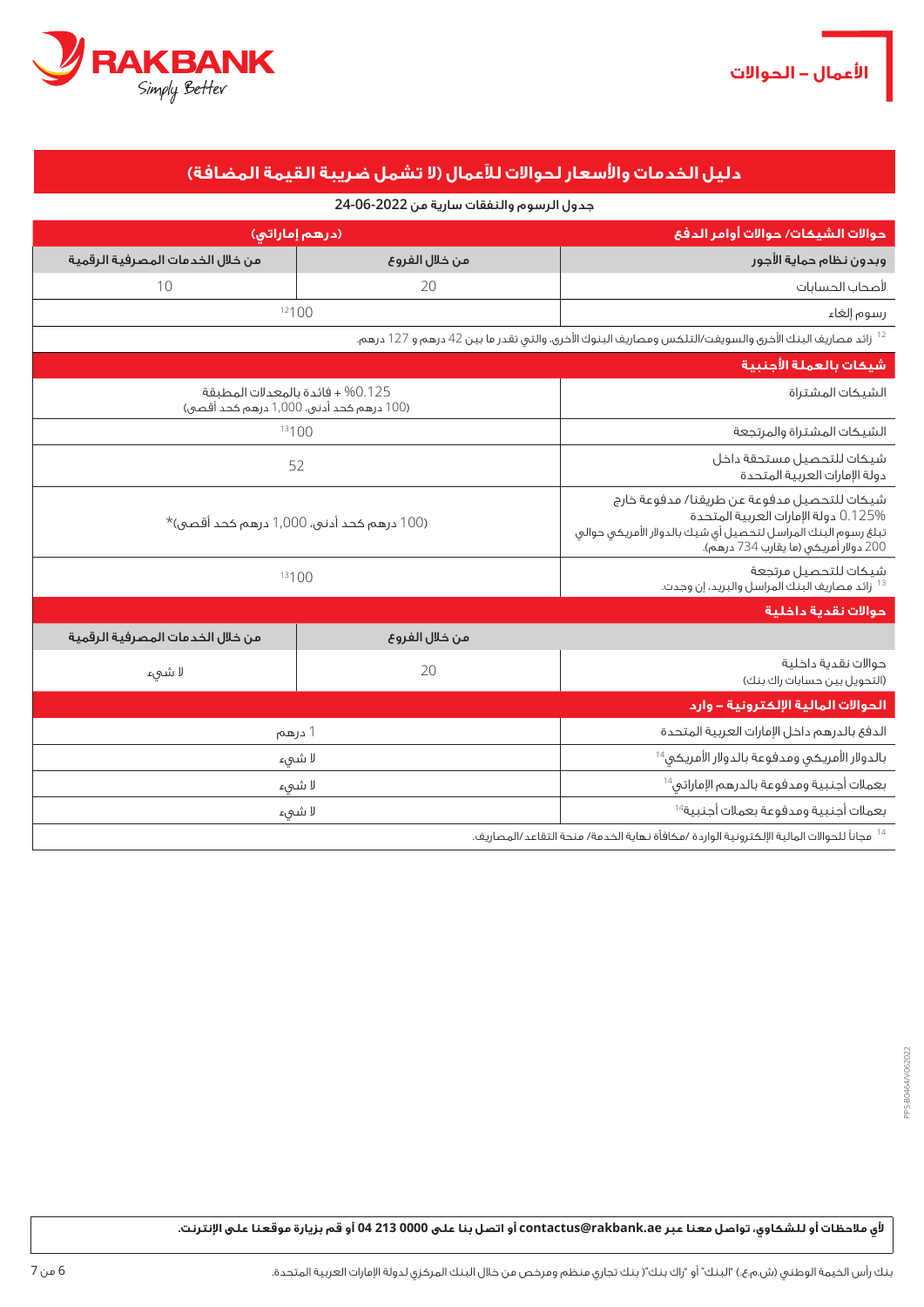# الأعمال – الحوالات

## دليل الخدمات والأسعار لحوالات للأعمال (لا تشمل ضريبة القيمة المضافة)

جدول الرسوم والنفقات سارية من 2022-06-24

| حوالات الشيكات/ حوالات أوامر الدفع | (درهم إماراتي) | |
|---|---|---|
| وبدون نظام حماية الأجور | من خلال الفروع | من خلال الخدمات المصرفية الرقمية |
| لأصحاب الحسابات | 20 | 10 |
| رسوم إلغاء | 100[12] | |
| [12] زائد مصاريف البنك الأخرى والسويفت/التلكس ومصاريف البنوك الأخرى، والتي تقدر ما بين 42 درهم و 127 درهم. | | |
| **شيكات بالعملة الأجنبية** | | |
| الشيكات المشتراة | 0.125% + فائدة بالمعدلات المطبقة (100 درهم كحد أدنى، 1,000 درهم كحد أقصى) | |
| الشيكات المشتراة والمرتجعة | 100[13] | |
| شيكات للتحصيل مستحقة داخل دولة الإمارات العربية المتحدة | 52 | |
| شيكات للتحصيل مدفوعة عن طريقنا/ مدفوعة خارج دولة الإمارات العربية المتحدة 0.125% تبلغ رسوم البنك المراسل لتحصيل أي شيك بالدولار الأمريكي حوالي 200 دولار أمريكي (ما يقارب 734 درهم). | (100 درهم كحد أدنى، 1,000 درهم كحد أقصى)* | |
| شيكات للتحصيل مرتجعة [13] زائد مصاريف البنك المراسل والبريد، إن وجدت. | 100[13] | |
| **حوالات نقدية داخلية** | من خلال الفروع | من خلال الخدمات المصرفية الرقمية |
| حوالات نقدية داخلية (التحويل بين حسابات راك بنك) | 20 | لا شيء |
| **الحوالات المالية الإلكترونية – وارد** | | |
| الدفع بالدرهم داخل الإمارات العربية المتحدة | 1 درهم | |
| بالدولار الأمريكي ومدفوعة بالدولار الأمريكي[14] | لا شيء | |
| بعملات أجنبية ومدفوعة بالدرهم الإماراتي[14] | لا شيء | |
| بعملات أجنبية ومدفوعة بعملات أجنبية[14] | لا شيء | |
| [14] مجاناً للحوالات المالية الإلكترونية الواردة /مكافأة نهاية الخدمة/ منحة التقاعد/المصاريف. | | |

**لأي ملاحظات أو للشكاوي، تواصل معنا عبر contactus@rakbank.ae أو اتصل بنا على 0000 213 04 أو قم بزيارة موقعنا على الإنترنت.**

بنك رأس الخيمة الوطني (ش.م.ع.) "البنك" أو "راك بنك") بنك تجاري منظم ومرخص من خلال البنك المركزي لدولة الإمارات العربية المتحدة.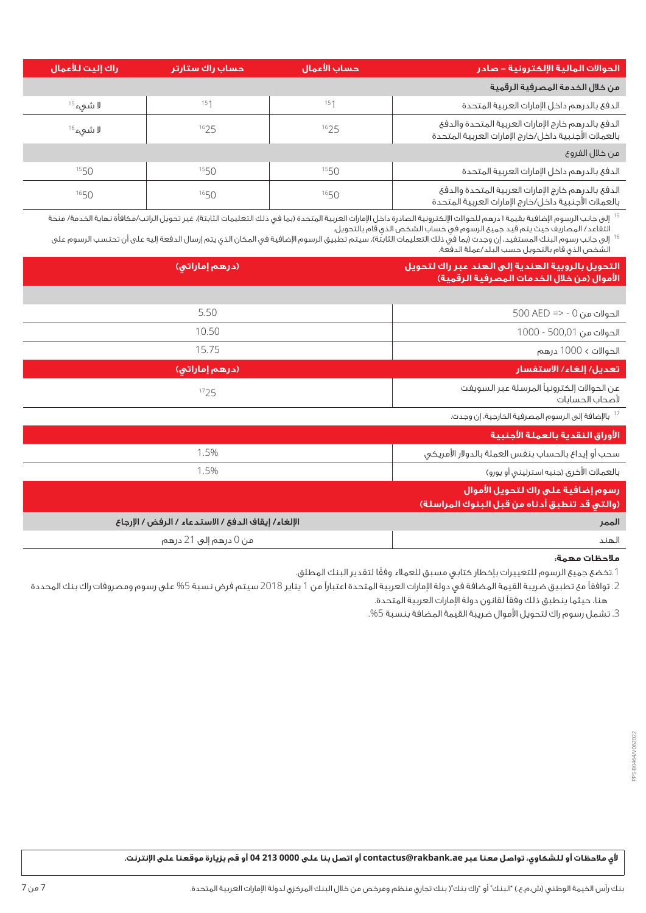| الحوالات المالية الإلكترونية – صادر | حساب الأعمال | حساب راك ستارتر | راك إليت للأعمال |
|---|---|---|---|
| من خلال الخدمة المصرفية الرقمية | | | |
| الدفع بالدرهم داخل الإمارات العربية المتحدة | 1[15] | 1[15] | لا شيء[15] |
| الدفع بالدرهم خارج الإمارات العربية المتحدة والدفع بالعملات الأجنبية داخل/خارج الإمارات العربية المتحدة | 25[16] | 25[16] | لا شيء[16] |
| من خلال الفروع | | | |
| الدفع بالدرهم داخل الإمارات العربية المتحدة | 50[15] | 50[15] | 50[15] |
| الدفع بالدرهم خارج الإمارات العربية المتحدة والدفع بالعملات الأجنبية داخل/خارج الإمارات العربية المتحدة | 50[16] | 50[16] | 50[16] |

[15] إلى جانب الرسوم الإضافية بقيمة 1 درهم للحوالات الإلكترونية الصادرة داخل الإمارات العربية المتحدة (بما في ذلك التعليمات الثابتة)، غير تحويل الراتب/مكافأة نهاية الخدمة/ منحة التقاعد/ المصاريف حيث يتم قيد جميع الرسوم في حساب الشخص الذي قام بالتحويل.

[16] إلى جانب رسوم البنك المستفيد، إن وجدت (بما في ذلك التعليمات الثابتة)، سيتم تطبيق الرسوم الإضافية في المكان الذي يتم إرسال الدفعة إليه على أن تحتسب الرسوم على الشخص الذي قام بالتحويل حسب البلد/عملة الدفعة.

| التحويل بالروبية الهندية إلى الهند عبر راك لتحويل الأموال (من خلال الخدمات المصرفية الرقمية) | (درهم إماراتي) |
|---|---|
| | |
| الحوالات من 0 - <= 500 AED | 5.50 |
| الحوالات من 500,01 - 1000 | 10.50 |
| الحوالات > 1000 درهم | 15.75 |

| تعديل/ إلغاء/ الاستفسار | (درهم إماراتي) |
|---|---|
| عن الحوالات إلكترونياً المرسلة عبر السويفت لأصحاب الحسابات | 25[17] |

[17] بالإضافة إلى الرسوم المصرفية الخارجية، إن وجدت.

| الأوراق النقدية بالعملة الأجنبية | |
|---|---|
| سحب أو إيداع بالحساب بنفس العملة بالدولار الأمريكي | 1.5% |
| بالعملات الأخرى (جنيه استرليني أو يورو) | 1.5% |

| رسوم إضافية على راك لتحويل الأموال (والتي قد تنطبق أدناه من قبل البنوك المراسلة) | |
|---|---|
| الممر | الإلغاء/ إيقاف الدفع / الاستدعاء / الرفض / الإرجاع |
| الهند | من 0 درهم إلى 21 درهم |

**ملاحظات مهمة:**

1. تخضع جميع الرسوم للتغييرات بإخطار كتابي مسبق للعملاء وفقًا لتقدير البنك المطلق.
2. توافقاً مع تطبيق ضريبة القيمة المضافة في دولة الإمارات العربية المتحدة اعتباراً من 1 يناير 2018 سيتم فرض نسبة 5% على رسوم ومصروفات راك بنك المحددة هنا، حيثما ينطبق ذلك وفقاً لقانون دولة الإمارات العربية المتحدة.
3. تشمل رسوم راك لتحويل الأموال ضريبة القيمة المضافة بنسبة 5%.

**لأي ملاحظات أو للشكاوي، تواصل معنا عبر contactus@rakbank.ae أو اتصل بنا على 0000 213 04 أو قم بزيارة موقعنا على الإنترنت.**

بنك رأس الخيمة الوطني (ش.م.ع.) "البنك" أو "راك بنك"( بنك تجاري منظم ومرخص من خلال البنك المركزي لدولة الإمارات العربية المتحدة.